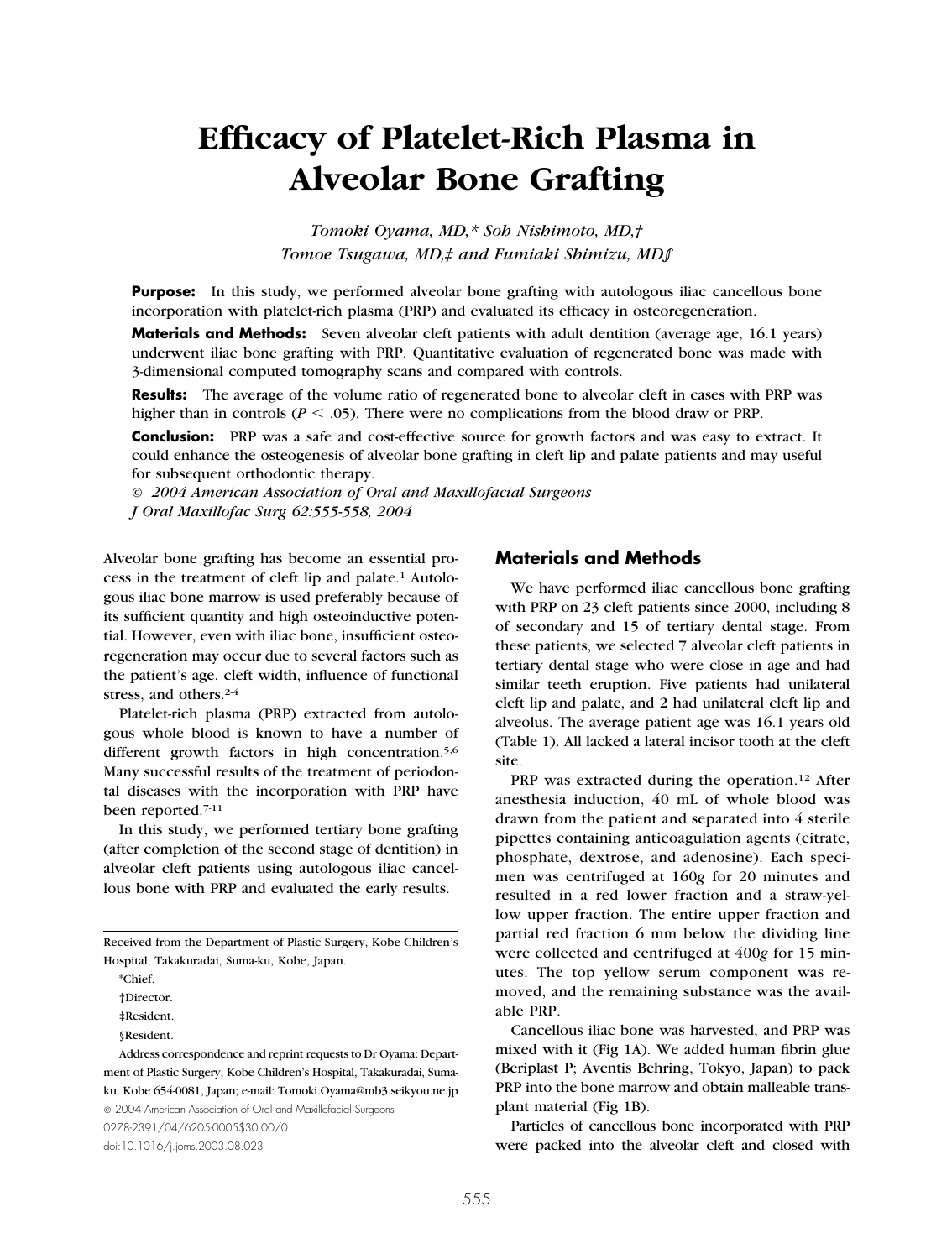# Efficacy of Platelet-Rich Plasma in Alveolar Bone Grafting

*Tomoki Oyama, MD,\* Soh Nishimoto, MD,† Tomoe Tsugawa, MD,‡ and Fumiaki Shimizu, MD§*

**Purpose:** In this study, we performed alveolar bone grafting with autologous iliac cancellous bone incorporation with platelet-rich plasma (PRP) and evaluated its efficacy in osteoregeneration.

**Materials and Methods:** Seven alveolar cleft patients with adult dentition (average age, 16.1 years) underwent iliac bone grafting with PRP. Quantitative evaluation of regenerated bone was made with 3-dimensional computed tomography scans and compared with controls.

**Results:** The average of the volume ratio of regenerated bone to alveolar cleft in cases with PRP was higher than in controls ($P < .05$). There were no complications from the blood draw or PRP.

**Conclusion:** PRP was a safe and cost-effective source for growth factors and was easy to extract. It could enhance the osteogenesis of alveolar bone grafting in cleft lip and palate patients and may useful for subsequent orthodontic therapy.

*© 2004 American Association of Oral and Maxillofacial Surgeons*
*J Oral Maxillofac Surg 62:555-558, 2004*

Alveolar bone grafting has become an essential process in the treatment of cleft lip and palate.[1] Autologous iliac bone marrow is used preferably because of its sufficient quantity and high osteoinductive potential. However, even with iliac bone, insufficient osteoregeneration may occur due to several factors such as the patient's age, cleft width, influence of functional stress, and others.[2-4]

Platelet-rich plasma (PRP) extracted from autologous whole blood is known to have a number of different growth factors in high concentration.[5,6] Many successful results of the treatment of periodontal diseases with the incorporation with PRP have been reported.[7-11]

In this study, we performed tertiary bone grafting (after completion of the second stage of dentition) in alveolar cleft patients using autologous iliac cancellous bone with PRP and evaluated the early results.

Received from the Department of Plastic Surgery, Kobe Children's Hospital, Takakuradai, Suma-ku, Kobe, Japan.

\*Chief.

†Director.

‡Resident.

§Resident.

Address correspondence and reprint requests to Dr Oyama: Department of Plastic Surgery, Kobe Children's Hospital, Takakuradai, Suma-ku, Kobe 654-0081, Japan; e-mail: Tomoki.Oyama@mb3.seikyou.ne.jp

© 2004 American Association of Oral and Maxillofacial Surgeons

0278-2391/04/6205-0005$30.00/0

doi:10.1016/j.joms.2003.08.023

## Materials and Methods

We have performed iliac cancellous bone grafting with PRP on 23 cleft patients since 2000, including 8 of secondary and 15 of tertiary dental stage. From these patients, we selected 7 alveolar cleft patients in tertiary dental stage who were close in age and had similar teeth eruption. Five patients had unilateral cleft lip and palate, and 2 had unilateral cleft lip and alveolus. The average patient age was 16.1 years old (Table 1). All lacked a lateral incisor tooth at the cleft site.

PRP was extracted during the operation.[12] After anesthesia induction, 40 mL of whole blood was drawn from the patient and separated into 4 sterile pipettes containing anticoagulation agents (citrate, phosphate, dextrose, and adenosine). Each specimen was centrifuged at 160*g* for 20 minutes and resulted in a red lower fraction and a straw-yellow upper fraction. The entire upper fraction and partial red fraction 6 mm below the dividing line were collected and centrifuged at 400*g* for 15 minutes. The top yellow serum component was removed, and the remaining substance was the available PRP.

Cancellous iliac bone was harvested, and PRP was mixed with it (Fig 1A). We added human fibrin glue (Beriplast P; Aventis Behring, Tokyo, Japan) to pack PRP into the bone marrow and obtain malleable transplant material (Fig 1B).

Particles of cancellous bone incorporated with PRP were packed into the alveolar cleft and closed with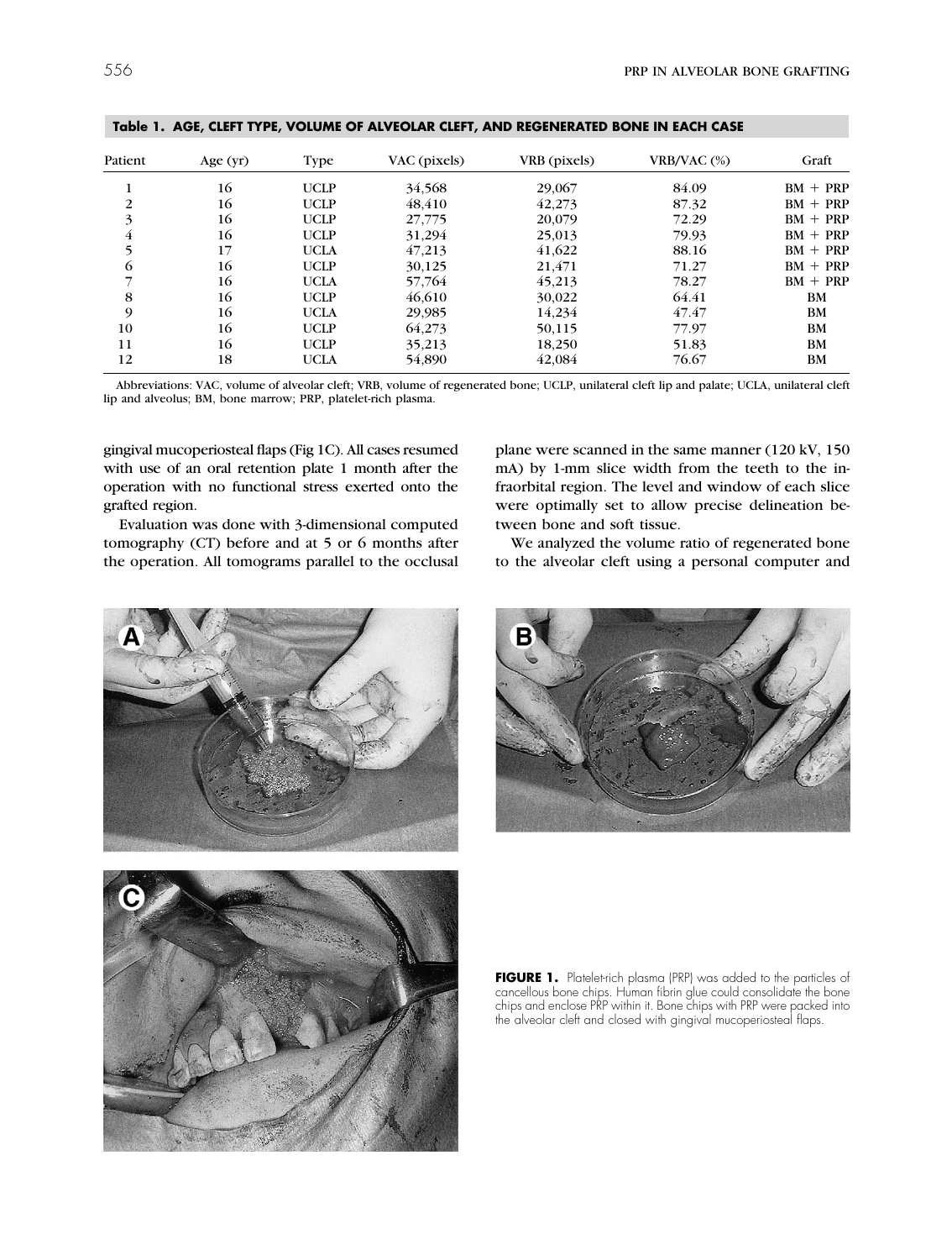**Table 1. AGE, CLEFT TYPE, VOLUME OF ALVEOLAR CLEFT, AND REGENERATED BONE IN EACH CASE**

| Patient | Age (yr) | Type | VAC (pixels) | VRB (pixels) | VRB/VAC (%) | Graft |
|---|---|---|---|---|---|---|
| 1 | 16 | UCLP | 34,568 | 29,067 | 84.09 | BM + PRP |
| 2 | 16 | UCLP | 48,410 | 42,273 | 87.32 | BM + PRP |
| 3 | 16 | UCLP | 27,775 | 20,079 | 72.29 | BM + PRP |
| 4 | 16 | UCLP | 31,294 | 25,013 | 79.93 | BM + PRP |
| 5 | 17 | UCLA | 47,213 | 41,622 | 88.16 | BM + PRP |
| 6 | 16 | UCLP | 30,125 | 21,471 | 71.27 | BM + PRP |
| 7 | 16 | UCLA | 57,764 | 45,213 | 78.27 | BM + PRP |
| 8 | 16 | UCLP | 46,610 | 30,022 | 64.41 | BM |
| 9 | 16 | UCLA | 29,985 | 14,234 | 47.47 | BM |
| 10 | 16 | UCLP | 64,273 | 50,115 | 77.97 | BM |
| 11 | 16 | UCLP | 35,213 | 18,250 | 51.83 | BM |
| 12 | 18 | UCLA | 54,890 | 42,084 | 76.67 | BM |

Abbreviations: VAC, volume of alveolar cleft; VRB, volume of regenerated bone; UCLP, unilateral cleft lip and palate; UCLA, unilateral cleft lip and alveolus; BM, bone marrow; PRP, platelet-rich plasma.

gingival mucoperiosteal flaps (Fig 1C). All cases resumed with use of an oral retention plate 1 month after the operation with no functional stress exerted onto the grafted region.

Evaluation was done with 3-dimensional computed tomography (CT) before and at 5 or 6 months after the operation. All tomograms parallel to the occlusal plane were scanned in the same manner (120 kV, 150 mA) by 1-mm slice width from the teeth to the infraorbital region. The level and window of each slice were optimally set to allow precise delineation between bone and soft tissue.

We analyzed the volume ratio of regenerated bone to the alveolar cleft using a personal computer and

**FIGURE 1.** Platelet-rich plasma (PRP) was added to the particles of cancellous bone chips. Human fibrin glue could consolidate the bone chips and enclose PRP within it. Bone chips with PRP were packed into the alveolar cleft and closed with gingival mucoperiosteal flaps.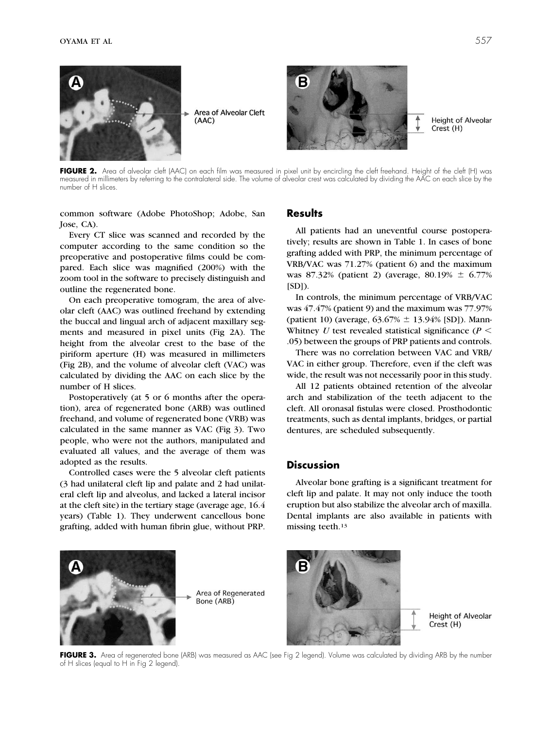**FIGURE 2.** Area of alveolar cleft (AAC) on each film was measured in pixel unit by encircling the cleft freehand. Height of the cleft (H) was measured in millimeters by referring to the contralateral side. The volume of alveolar crest was calculated by dividing the AAC on each slice by the number of H slices.

common software (Adobe PhotoShop; Adobe, San Jose, CA).

Every CT slice was scanned and recorded by the computer according to the same condition so the preoperative and postoperative films could be compared. Each slice was magnified (200%) with the zoom tool in the software to precisely distinguish and outline the regenerated bone.

On each preoperative tomogram, the area of alveolar cleft (AAC) was outlined freehand by extending the buccal and lingual arch of adjacent maxillary segments and measured in pixel units (Fig 2A). The height from the alveolar crest to the base of the piriform aperture (H) was measured in millimeters (Fig 2B), and the volume of alveolar cleft (VAC) was calculated by dividing the AAC on each slice by the number of H slices.

Postoperatively (at 5 or 6 months after the operation), area of regenerated bone (ARB) was outlined freehand, and volume of regenerated bone (VRB) was calculated in the same manner as VAC (Fig 3). Two people, who were not the authors, manipulated and evaluated all values, and the average of them was adopted as the results.

Controlled cases were the 5 alveolar cleft patients (3 had unilateral cleft lip and palate and 2 had unilateral cleft lip and alveolus, and lacked a lateral incisor at the cleft site) in the tertiary stage (average age, 16.4 years) (Table 1). They underwent cancellous bone grafting, added with human fibrin glue, without PRP.

## Results

All patients had an uneventful course postoperatively; results are shown in Table 1. In cases of bone grafting added with PRP, the minimum percentage of VRB/VAC was 71.27% (patient 6) and the maximum was 87.32% (patient 2) (average, 80.19% ± 6.77% [SD]).

In controls, the minimum percentage of VRB/VAC was 47.47% (patient 9) and the maximum was 77.97% (patient 10) (average, 63.67% ± 13.94% [SD]). Mann-Whitney *U* test revealed statistical significance ($P < .05$) between the groups of PRP patients and controls.

There was no correlation between VAC and VRB/VAC in either group. Therefore, even if the cleft was wide, the result was not necessarily poor in this study.

All 12 patients obtained retention of the alveolar arch and stabilization of the teeth adjacent to the cleft. All oronasal fistulas were closed. Prosthodontic treatments, such as dental implants, bridges, or partial dentures, are scheduled subsequently.

## Discussion

Alveolar bone grafting is a significant treatment for cleft lip and palate. It may not only induce the tooth eruption but also stabilize the alveolar arch of maxilla. Dental implants are also available in patients with missing teeth.[13]

**FIGURE 3.** Area of regenerated bone (ARB) was measured as AAC (see Fig 2 legend). Volume was calculated by dividing ARB by the number of H slices (equal to H in Fig 2 legend).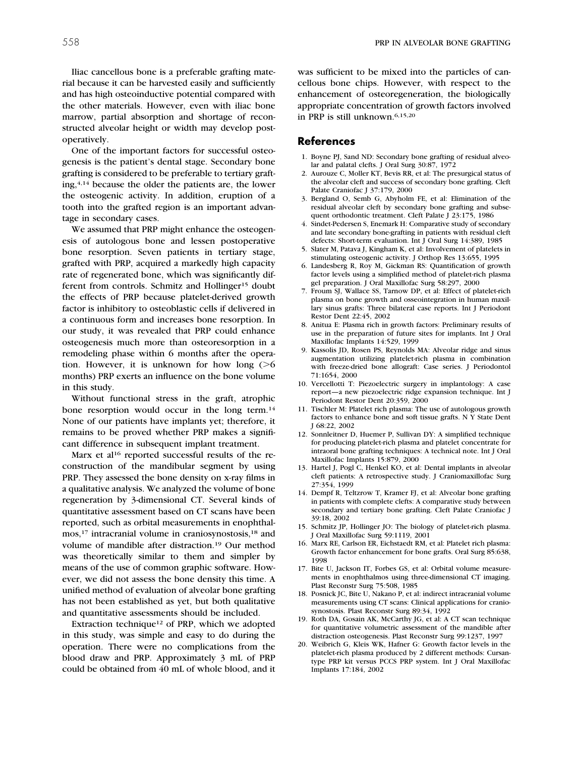Iliac cancellous bone is a preferable grafting material because it can be harvested easily and sufficiently and has high osteoinductive potential compared with the other materials. However, even with iliac bone marrow, partial absorption and shortage of reconstructed alveolar height or width may develop postoperatively.

One of the important factors for successful osteogenesis is the patient's dental stage. Secondary bone grafting is considered to be preferable to tertiary grafting,[4,14] because the older the patients are, the lower the osteogenic activity. In addition, eruption of a tooth into the grafted region is an important advantage in secondary cases.

We assumed that PRP might enhance the osteogenesis of autologous bone and lessen postoperative bone resorption. Seven patients in tertiary stage, grafted with PRP, acquired a markedly high capacity rate of regenerated bone, which was significantly different from controls. Schmitz and Hollinger[15] doubt the effects of PRP because platelet-derived growth factor is inhibitory to osteoblastic cells if delivered in a continuous form and increases bone resorption. In our study, it was revealed that PRP could enhance osteogenesis much more than osteoresorption in a remodeling phase within 6 months after the operation. However, it is unknown for how long (>6 months) PRP exerts an influence on the bone volume in this study.

Without functional stress in the graft, atrophic bone resorption would occur in the long term.[14] None of our patients have implants yet; therefore, it remains to be proved whether PRP makes a significant difference in subsequent implant treatment.

Marx et al[16] reported successful results of the reconstruction of the mandibular segment by using PRP. They assessed the bone density on x-ray films in a qualitative analysis. We analyzed the volume of bone regeneration by 3-dimensional CT. Several kinds of quantitative assessment based on CT scans have been reported, such as orbital measurements in enophthalmos,[17] intracranial volume in craniosynostosis,[18] and volume of mandible after distraction.[19] Our method was theoretically similar to them and simpler by means of the use of common graphic software. However, we did not assess the bone density this time. A unified method of evaluation of alveolar bone grafting has not been established as yet, but both qualitative and quantitative assessments should be included.

Extraction technique[12] of PRP, which we adopted in this study, was simple and easy to do during the operation. There were no complications from the blood draw and PRP. Approximately 3 mL of PRP could be obtained from 40 mL of whole blood, and it was sufficient to be mixed into the particles of cancellous bone chips. However, with respect to the enhancement of osteoregeneration, the biologically appropriate concentration of growth factors involved in PRP is still unknown.[6,15,20]

## References

1. Boyne PJ, Sand ND: Secondary bone grafting of residual alveolar and palatal clefts. J Oral Surg 30:87, 1972
2. Aurouze C, Moller KT, Bevis RR, et al: The presurgical status of the alveolar cleft and success of secondary bone grafting. Cleft Palate Craniofac J 37:179, 2000
3. Bergland O, Semb G, Abyholm FE, et al: Elimination of the residual alveolar cleft by secondary bone grafting and subsequent orthodontic treatment. Cleft Palate J 23:175, 1986
4. Sindet-Pedersen S, Enemark H: Comparative study of secondary and late secondary bone-grafting in patients with residual cleft defects: Short-term evaluation. Int J Oral Surg 14:389, 1985
5. Slater M, Patava J, Kingham K, et al: Involvement of platelets in stimulating osteogenic activity. J Orthop Res 13:655, 1995
6. Landesberg R, Roy M, Gickman RS: Quantification of growth factor levels using a simplified method of platelet-rich plasma gel preparation. J Oral Maxillofac Surg 58:297, 2000
7. Froum SJ, Wallace SS, Tarnow DP, et al: Effect of platelet-rich plasma on bone growth and osseointegration in human maxillary sinus grafts: Three bilateral case reports. Int J Periodont Restor Dent 22:45, 2002
8. Anitua E: Plasma rich in growth factors: Preliminary results of use in the preparation of future sites for implants. Int J Oral Maxillofac Implants 14:529, 1999
9. Kassolis JD, Rosen PS, Reynolds MA: Alveolar ridge and sinus augmentation utilizing platelet-rich plasma in combination with freeze-dried bone allograft: Case series. J Periodontol 71:1654, 2000
10. Vercellotti T: Piezoelectric surgery in implantology: A case report—a new piezoelectric ridge expansion technique. Int J Periodont Restor Dent 20:359, 2000
11. Tischler M: Platelet rich plasma: The use of autologous growth factors to enhance bone and soft tissue grafts. N Y State Dent J 68:22, 2002
12. Sonnleitner D, Huemer P, Sullivan DY: A simplified technique for producing platelet-rich plasma and platelet concentrate for intraoral bone grafting techniques: A technical note. Int J Oral Maxillofac Implants 15:879, 2000
13. Hartel J, Pogl C, Henkel KO, et al: Dental implants in alveolar cleft patients: A retrospective study. J Craniomaxillofac Surg 27:354, 1999
14. Dempf R, Teltzrow T, Kramer FJ, et al: Alveolar bone grafting in patients with complete clefts: A comparative study between secondary and tertiary bone grafting. Cleft Palate Craniofac J 39:18, 2002
15. Schmitz JP, Hollinger JO: The biology of platelet-rich plasma. J Oral Maxillofac Surg 59:1119, 2001
16. Marx RE, Carlson ER, Eichstaedt RM, et al: Platelet rich plasma: Growth factor enhancement for bone grafts. Oral Surg 85:638, 1998
17. Bite U, Jackson IT, Forbes GS, et al: Orbital volume measurements in enophthalmos using three-dimensional CT imaging. Plast Reconstr Surg 75:508, 1985
18. Posnick JC, Bite U, Nakano P, et al: indirect intracranial volume measurements using CT scans: Clinical applications for craniosynostosis. Plast Reconstr Surg 89:34, 1992
19. Roth DA, Gosain AK, McCarthy JG, et al: A CT scan technique for quantitative volumetric assessment of the mandible after distraction osteogenesis. Plast Reconstr Surg 99:1237, 1997
20. Weibrich G, Kleis WK, Hafner G: Growth factor levels in the platelet-rich plasma produced by 2 different methods: Cursan-type PRP kit versus PCCS PRP system. Int J Oral Maxillofac Implants 17:184, 2002